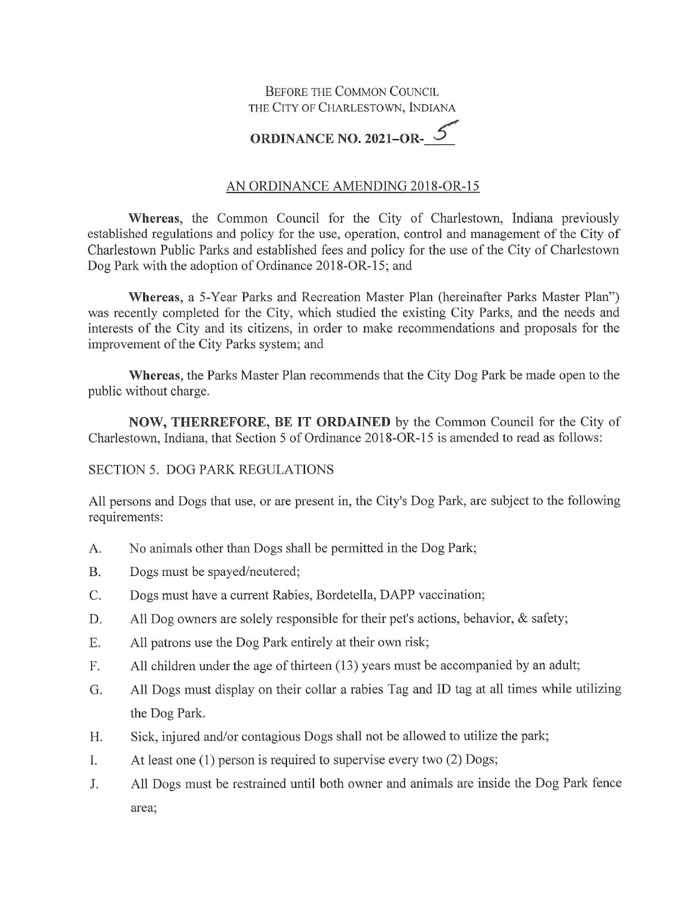BEFORE THE COMMON COUNCIL
THE CITY OF CHARLESTOWN, INDIANA

# ORDINANCE NO. 2021–OR-5

## AN ORDINANCE AMENDING 2018-OR-15

**Whereas**, the Common Council for the City of Charlestown, Indiana previously established regulations and policy for the use, operation, control and management of the City of Charlestown Public Parks and established fees and policy for the use of the City of Charlestown Dog Park with the adoption of Ordinance 2018-OR-15; and

**Whereas**, a 5-Year Parks and Recreation Master Plan (hereinafter Parks Master Plan") was recently completed for the City, which studied the existing City Parks, and the needs and interests of the City and its citizens, in order to make recommendations and proposals for the improvement of the City Parks system; and

**Whereas**, the Parks Master Plan recommends that the City Dog Park be made open to the public without charge.

**NOW, THERREFORE, BE IT ORDAINED** by the Common Council for the City of Charlestown, Indiana, that Section 5 of Ordinance 2018-OR-15 is amended to read as follows:

SECTION 5. DOG PARK REGULATIONS

All persons and Dogs that use, or are present in, the City's Dog Park, are subject to the following requirements:

A. No animals other than Dogs shall be permitted in the Dog Park;

B. Dogs must be spayed/neutered;

C. Dogs must have a current Rabies, Bordetella, DAPP vaccination;

D. All Dog owners are solely responsible for their pet's actions, behavior, & safety;

E. All patrons use the Dog Park entirely at their own risk;

F. All children under the age of thirteen (13) years must be accompanied by an adult;

G. All Dogs must display on their collar a rabies Tag and ID tag at all times while utilizing the Dog Park.

H. Sick, injured and/or contagious Dogs shall not be allowed to utilize the park;

I. At least one (1) person is required to supervise every two (2) Dogs;

J. All Dogs must be restrained until both owner and animals are inside the Dog Park fence area;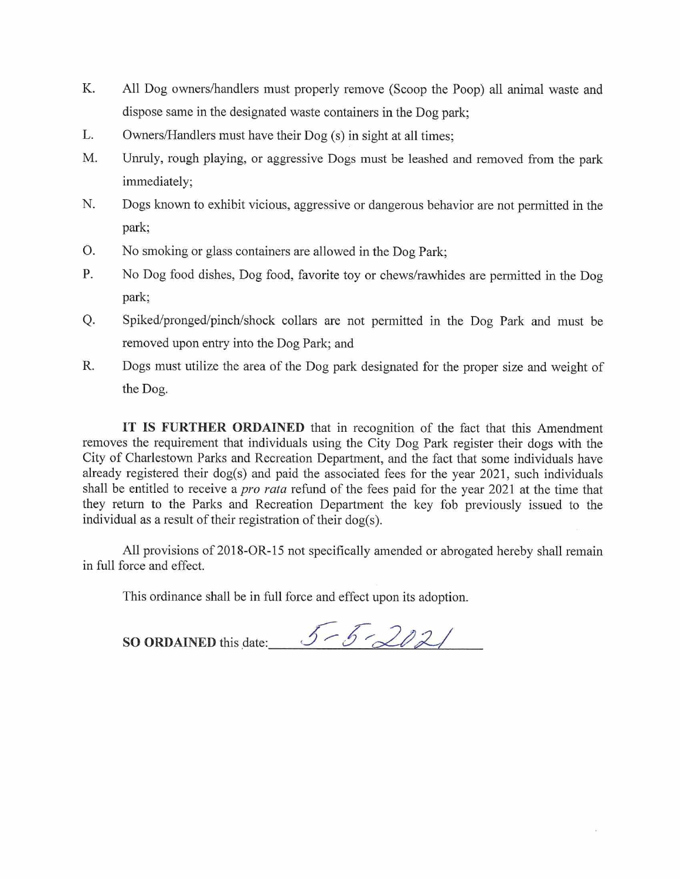K. All Dog owners/handlers must properly remove (Scoop the Poop) all animal waste and dispose same in the designated waste containers in the Dog park;

L. Owners/Handlers must have their Dog (s) in sight at all times;

M. Unruly, rough playing, or aggressive Dogs must be leashed and removed from the park immediately;

N. Dogs known to exhibit vicious, aggressive or dangerous behavior are not permitted in the park;

O. No smoking or glass containers are allowed in the Dog Park;

P. No Dog food dishes, Dog food, favorite toy or chews/rawhides are permitted in the Dog park;

Q. Spiked/pronged/pinch/shock collars are not permitted in the Dog Park and must be removed upon entry into the Dog Park; and

R. Dogs must utilize the area of the Dog park designated for the proper size and weight of the Dog.

**IT IS FURTHER ORDAINED** that in recognition of the fact that this Amendment removes the requirement that individuals using the City Dog Park register their dogs with the City of Charlestown Parks and Recreation Department, and the fact that some individuals have already registered their dog(s) and paid the associated fees for the year 2021, such individuals shall be entitled to receive a *pro rata* refund of the fees paid for the year 2021 at the time that they return to the Parks and Recreation Department the key fob previously issued to the individual as a result of their registration of their dog(s).

All provisions of 2018-OR-15 not specifically amended or abrogated hereby shall remain in full force and effect.

This ordinance shall be in full force and effect upon its adoption.

**SO ORDAINED** this date: 5-5-2021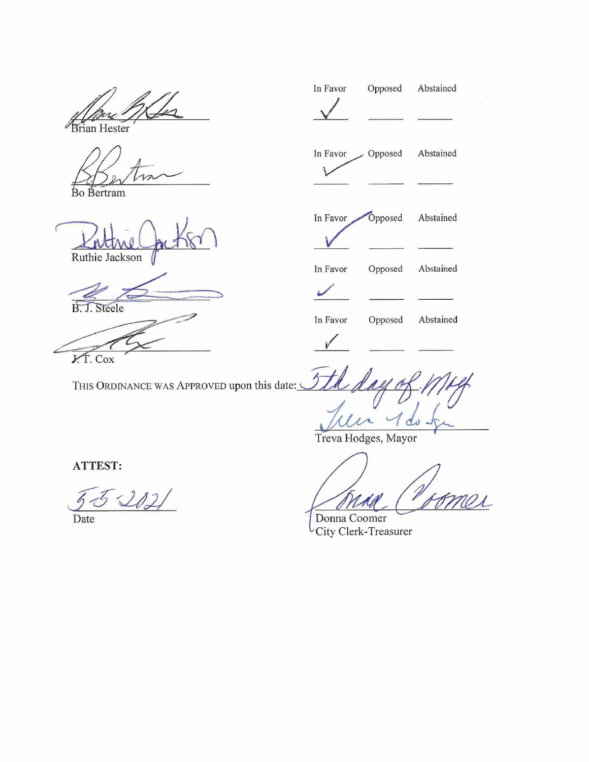| | In Favor | Opposed | Abstained |
|---|---|---|---|
| Brian Hester | ✓ | | |
| Bo Bertram | ✓ | | |
| Ruthie Jackson | ✓ | | |
| B. J. Steele | ✓ | | |
| J. T. Cox | ✓ | | |

THIS ORDINANCE WAS APPROVED upon this date: 5th day of May

Treva Hodges, Mayor

**ATTEST:**

5-5-2021
Date

Donna Coomer
City Clerk-Treasurer